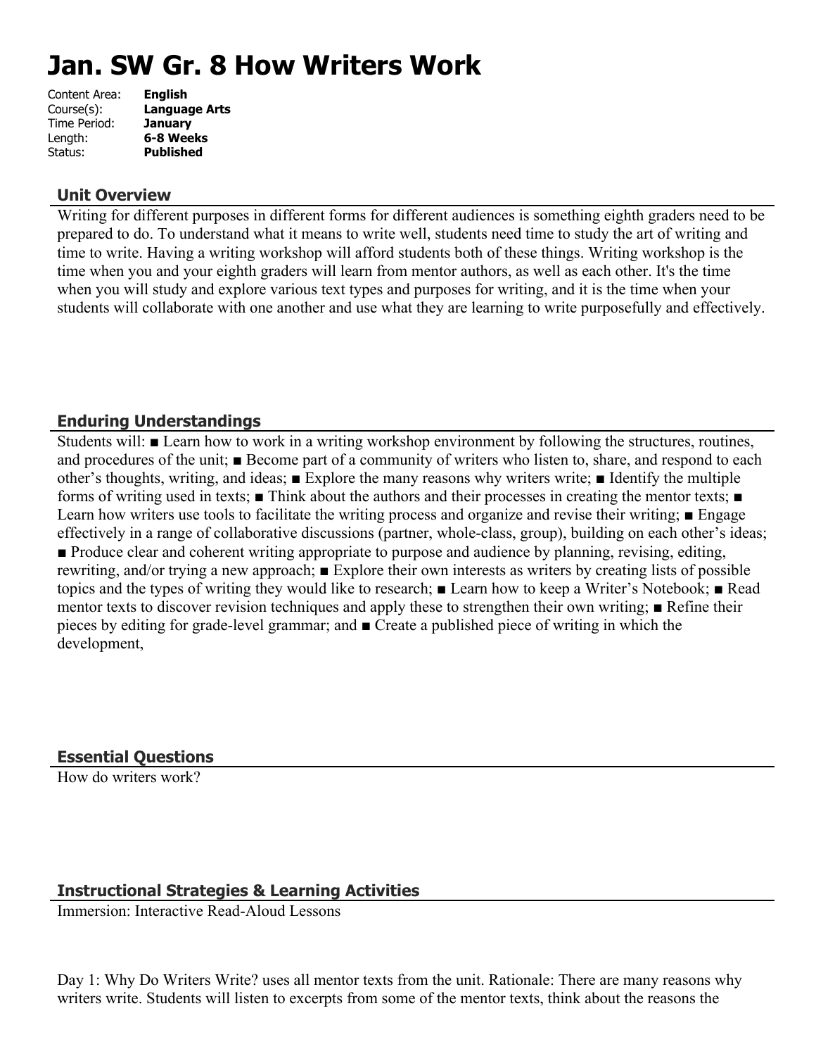# Jan. SW Gr. 8 How Writers Work

Content Area: **English**
Course(s): **Language Arts**
Time Period: **January**
Length: **6-8 Weeks**
Status: **Published**

## Unit Overview

Writing for different purposes in different forms for different audiences is something eighth graders need to be prepared to do. To understand what it means to write well, students need time to study the art of writing and time to write. Having a writing workshop will afford students both of these things. Writing workshop is the time when you and your eighth graders will learn from mentor authors, as well as each other. It's the time when you will study and explore various text types and purposes for writing, and it is the time when your students will collaborate with one another and use what they are learning to write purposefully and effectively.

## Enduring Understandings

Students will: ■ Learn how to work in a writing workshop environment by following the structures, routines, and procedures of the unit; ■ Become part of a community of writers who listen to, share, and respond to each other's thoughts, writing, and ideas; ■ Explore the many reasons why writers write; ■ Identify the multiple forms of writing used in texts; ■ Think about the authors and their processes in creating the mentor texts; ■ Learn how writers use tools to facilitate the writing process and organize and revise their writing; ■ Engage effectively in a range of collaborative discussions (partner, whole-class, group), building on each other's ideas; ■ Produce clear and coherent writing appropriate to purpose and audience by planning, revising, editing, rewriting, and/or trying a new approach; ■ Explore their own interests as writers by creating lists of possible topics and the types of writing they would like to research; ■ Learn how to keep a Writer's Notebook; ■ Read mentor texts to discover revision techniques and apply these to strengthen their own writing; ■ Refine their pieces by editing for grade-level grammar; and ■ Create a published piece of writing in which the development,

## Essential Questions

How do writers work?

## Instructional Strategies & Learning Activities

Immersion: Interactive Read-Aloud Lessons

Day 1: Why Do Writers Write? uses all mentor texts from the unit. Rationale: There are many reasons why writers write. Students will listen to excerpts from some of the mentor texts, think about the reasons the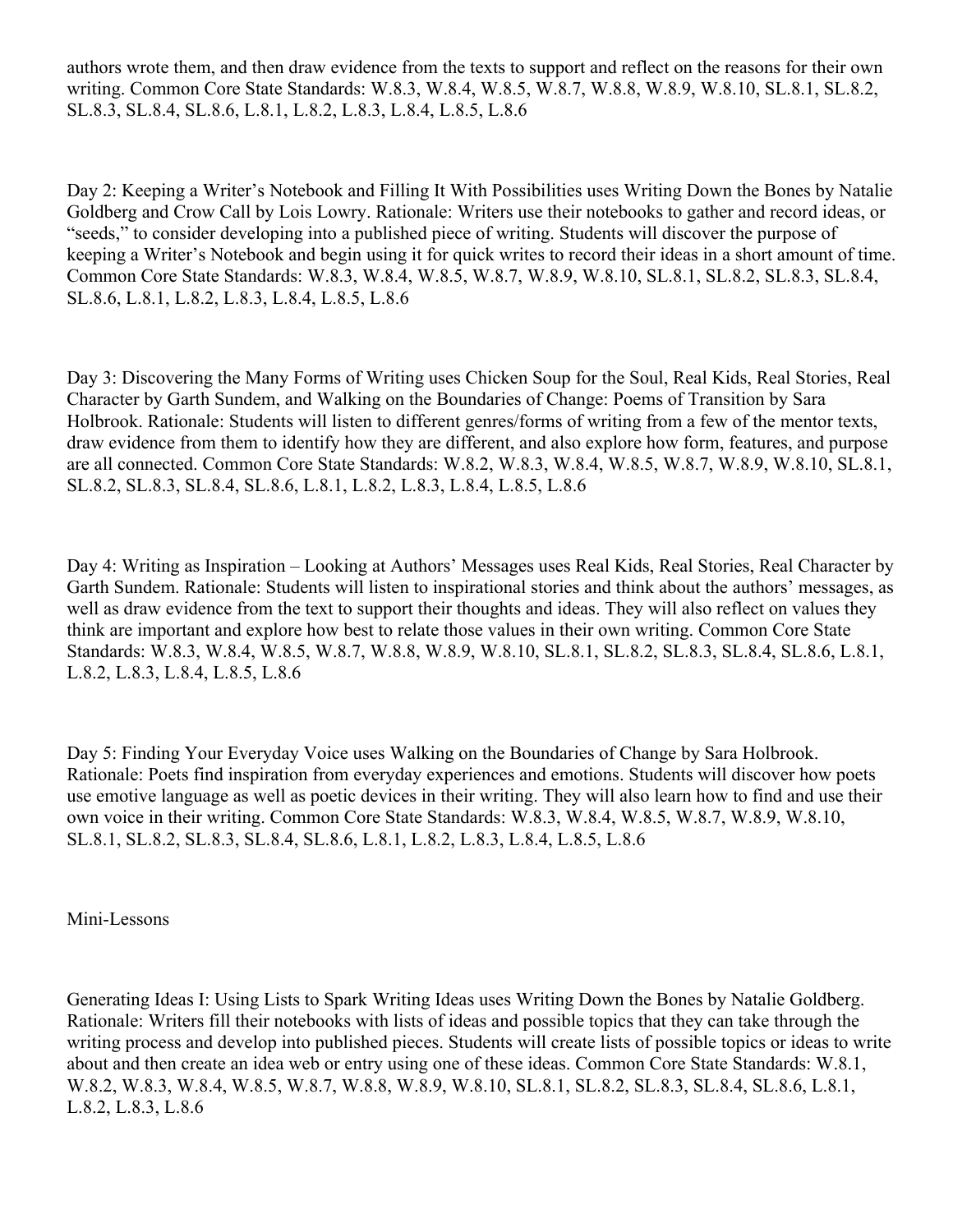authors wrote them, and then draw evidence from the texts to support and reflect on the reasons for their own writing. Common Core State Standards: W.8.3, W.8.4, W.8.5, W.8.7, W.8.8, W.8.9, W.8.10, SL.8.1, SL.8.2, SL.8.3, SL.8.4, SL.8.6, L.8.1, L.8.2, L.8.3, L.8.4, L.8.5, L.8.6

Day 2: Keeping a Writer's Notebook and Filling It With Possibilities uses Writing Down the Bones by Natalie Goldberg and Crow Call by Lois Lowry. Rationale: Writers use their notebooks to gather and record ideas, or "seeds," to consider developing into a published piece of writing. Students will discover the purpose of keeping a Writer's Notebook and begin using it for quick writes to record their ideas in a short amount of time. Common Core State Standards: W.8.3, W.8.4, W.8.5, W.8.7, W.8.9, W.8.10, SL.8.1, SL.8.2, SL.8.3, SL.8.4, SL.8.6, L.8.1, L.8.2, L.8.3, L.8.4, L.8.5, L.8.6

Day 3: Discovering the Many Forms of Writing uses Chicken Soup for the Soul, Real Kids, Real Stories, Real Character by Garth Sundem, and Walking on the Boundaries of Change: Poems of Transition by Sara Holbrook. Rationale: Students will listen to different genres/forms of writing from a few of the mentor texts, draw evidence from them to identify how they are different, and also explore how form, features, and purpose are all connected. Common Core State Standards: W.8.2, W.8.3, W.8.4, W.8.5, W.8.7, W.8.9, W.8.10, SL.8.1, SL.8.2, SL.8.3, SL.8.4, SL.8.6, L.8.1, L.8.2, L.8.3, L.8.4, L.8.5, L.8.6

Day 4: Writing as Inspiration – Looking at Authors' Messages uses Real Kids, Real Stories, Real Character by Garth Sundem. Rationale: Students will listen to inspirational stories and think about the authors' messages, as well as draw evidence from the text to support their thoughts and ideas. They will also reflect on values they think are important and explore how best to relate those values in their own writing. Common Core State Standards: W.8.3, W.8.4, W.8.5, W.8.7, W.8.8, W.8.9, W.8.10, SL.8.1, SL.8.2, SL.8.3, SL.8.4, SL.8.6, L.8.1, L.8.2, L.8.3, L.8.4, L.8.5, L.8.6

Day 5: Finding Your Everyday Voice uses Walking on the Boundaries of Change by Sara Holbrook. Rationale: Poets find inspiration from everyday experiences and emotions. Students will discover how poets use emotive language as well as poetic devices in their writing. They will also learn how to find and use their own voice in their writing. Common Core State Standards: W.8.3, W.8.4, W.8.5, W.8.7, W.8.9, W.8.10, SL.8.1, SL.8.2, SL.8.3, SL.8.4, SL.8.6, L.8.1, L.8.2, L.8.3, L.8.4, L.8.5, L.8.6

## Mini-Lessons

Generating Ideas I: Using Lists to Spark Writing Ideas uses Writing Down the Bones by Natalie Goldberg. Rationale: Writers fill their notebooks with lists of ideas and possible topics that they can take through the writing process and develop into published pieces. Students will create lists of possible topics or ideas to write about and then create an idea web or entry using one of these ideas. Common Core State Standards: W.8.1, W.8.2, W.8.3, W.8.4, W.8.5, W.8.7, W.8.8, W.8.9, W.8.10, SL.8.1, SL.8.2, SL.8.3, SL.8.4, SL.8.6, L.8.1, L.8.2, L.8.3, L.8.6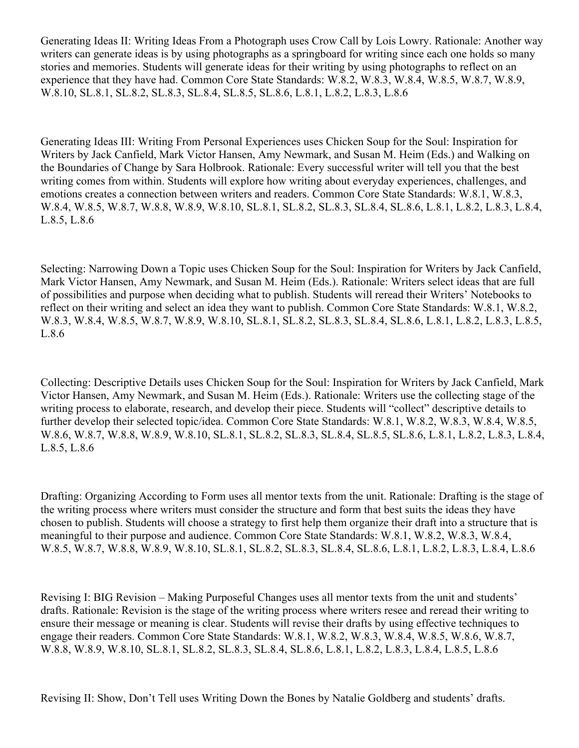Generating Ideas II: Writing Ideas From a Photograph uses Crow Call by Lois Lowry. Rationale: Another way writers can generate ideas is by using photographs as a springboard for writing since each one holds so many stories and memories. Students will generate ideas for their writing by using photographs to reflect on an experience that they have had. Common Core State Standards: W.8.2, W.8.3, W.8.4, W.8.5, W.8.7, W.8.9, W.8.10, SL.8.1, SL.8.2, SL.8.3, SL.8.4, SL.8.5, SL.8.6, L.8.1, L.8.2, L.8.3, L.8.6

Generating Ideas III: Writing From Personal Experiences uses Chicken Soup for the Soul: Inspiration for Writers by Jack Canfield, Mark Victor Hansen, Amy Newmark, and Susan M. Heim (Eds.) and Walking on the Boundaries of Change by Sara Holbrook. Rationale: Every successful writer will tell you that the best writing comes from within. Students will explore how writing about everyday experiences, challenges, and emotions creates a connection between writers and readers. Common Core State Standards: W.8.1, W.8.3, W.8.4, W.8.5, W.8.7, W.8.8, W.8.9, W.8.10, SL.8.1, SL.8.2, SL.8.3, SL.8.4, SL.8.6, L.8.1, L.8.2, L.8.3, L.8.4, L.8.5, L.8.6

Selecting: Narrowing Down a Topic uses Chicken Soup for the Soul: Inspiration for Writers by Jack Canfield, Mark Victor Hansen, Amy Newmark, and Susan M. Heim (Eds.). Rationale: Writers select ideas that are full of possibilities and purpose when deciding what to publish. Students will reread their Writers' Notebooks to reflect on their writing and select an idea they want to publish. Common Core State Standards: W.8.1, W.8.2, W.8.3, W.8.4, W.8.5, W.8.7, W.8.9, W.8.10, SL.8.1, SL.8.2, SL.8.3, SL.8.4, SL.8.6, L.8.1, L.8.2, L.8.3, L.8.5, L.8.6

Collecting: Descriptive Details uses Chicken Soup for the Soul: Inspiration for Writers by Jack Canfield, Mark Victor Hansen, Amy Newmark, and Susan M. Heim (Eds.). Rationale: Writers use the collecting stage of the writing process to elaborate, research, and develop their piece. Students will "collect" descriptive details to further develop their selected topic/idea. Common Core State Standards: W.8.1, W.8.2, W.8.3, W.8.4, W.8.5, W.8.6, W.8.7, W.8.8, W.8.9, W.8.10, SL.8.1, SL.8.2, SL.8.3, SL.8.4, SL.8.5, SL.8.6, L.8.1, L.8.2, L.8.3, L.8.4, L.8.5, L.8.6

Drafting: Organizing According to Form uses all mentor texts from the unit. Rationale: Drafting is the stage of the writing process where writers must consider the structure and form that best suits the ideas they have chosen to publish. Students will choose a strategy to first help them organize their draft into a structure that is meaningful to their purpose and audience. Common Core State Standards: W.8.1, W.8.2, W.8.3, W.8.4, W.8.5, W.8.7, W.8.8, W.8.9, W.8.10, SL.8.1, SL.8.2, SL.8.3, SL.8.4, SL.8.6, L.8.1, L.8.2, L.8.3, L.8.4, L.8.6

Revising I: BIG Revision – Making Purposeful Changes uses all mentor texts from the unit and students' drafts. Rationale: Revision is the stage of the writing process where writers resee and reread their writing to ensure their message or meaning is clear. Students will revise their drafts by using effective techniques to engage their readers. Common Core State Standards: W.8.1, W.8.2, W.8.3, W.8.4, W.8.5, W.8.6, W.8.7, W.8.8, W.8.9, W.8.10, SL.8.1, SL.8.2, SL.8.3, SL.8.4, SL.8.6, L.8.1, L.8.2, L.8.3, L.8.4, L.8.5, L.8.6

Revising II: Show, Don't Tell uses Writing Down the Bones by Natalie Goldberg and students' drafts.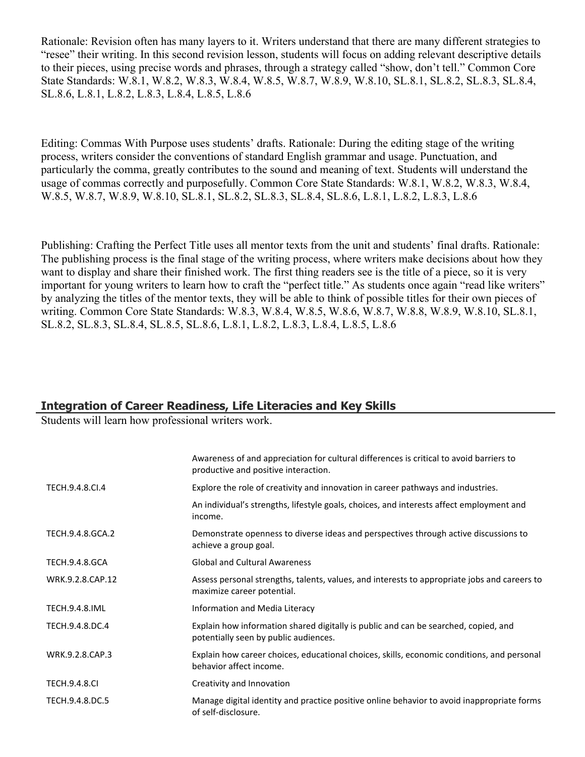Rationale: Revision often has many layers to it. Writers understand that there are many different strategies to "resee" their writing. In this second revision lesson, students will focus on adding relevant descriptive details to their pieces, using precise words and phrases, through a strategy called "show, don't tell." Common Core State Standards: W.8.1, W.8.2, W.8.3, W.8.4, W.8.5, W.8.7, W.8.9, W.8.10, SL.8.1, SL.8.2, SL.8.3, SL.8.4, SL.8.6, L.8.1, L.8.2, L.8.3, L.8.4, L.8.5, L.8.6

Editing: Commas With Purpose uses students' drafts. Rationale: During the editing stage of the writing process, writers consider the conventions of standard English grammar and usage. Punctuation, and particularly the comma, greatly contributes to the sound and meaning of text. Students will understand the usage of commas correctly and purposefully. Common Core State Standards: W.8.1, W.8.2, W.8.3, W.8.4, W.8.5, W.8.7, W.8.9, W.8.10, SL.8.1, SL.8.2, SL.8.3, SL.8.4, SL.8.6, L.8.1, L.8.2, L.8.3, L.8.6

Publishing: Crafting the Perfect Title uses all mentor texts from the unit and students' final drafts. Rationale: The publishing process is the final stage of the writing process, where writers make decisions about how they want to display and share their finished work. The first thing readers see is the title of a piece, so it is very important for young writers to learn how to craft the "perfect title." As students once again "read like writers" by analyzing the titles of the mentor texts, they will be able to think of possible titles for their own pieces of writing. Common Core State Standards: W.8.3, W.8.4, W.8.5, W.8.6, W.8.7, W.8.8, W.8.9, W.8.10, SL.8.1, SL.8.2, SL.8.3, SL.8.4, SL.8.5, SL.8.6, L.8.1, L.8.2, L.8.3, L.8.4, L.8.5, L.8.6

## Integration of Career Readiness, Life Literacies and Key Skills

Students will learn how professional writers work.

| | |
|---|---|
| | Awareness of and appreciation for cultural differences is critical to avoid barriers to productive and positive interaction. |
| TECH.9.4.8.CI.4 | Explore the role of creativity and innovation in career pathways and industries. |
| | An individual's strengths, lifestyle goals, choices, and interests affect employment and income. |
| TECH.9.4.8.GCA.2 | Demonstrate openness to diverse ideas and perspectives through active discussions to achieve a group goal. |
| TECH.9.4.8.GCA | Global and Cultural Awareness |
| WRK.9.2.8.CAP.12 | Assess personal strengths, talents, values, and interests to appropriate jobs and careers to maximize career potential. |
| TECH.9.4.8.IML | Information and Media Literacy |
| TECH.9.4.8.DC.4 | Explain how information shared digitally is public and can be searched, copied, and potentially seen by public audiences. |
| WRK.9.2.8.CAP.3 | Explain how career choices, educational choices, skills, economic conditions, and personal behavior affect income. |
| TECH.9.4.8.CI | Creativity and Innovation |
| TECH.9.4.8.DC.5 | Manage digital identity and practice positive online behavior to avoid inappropriate forms of self-disclosure. |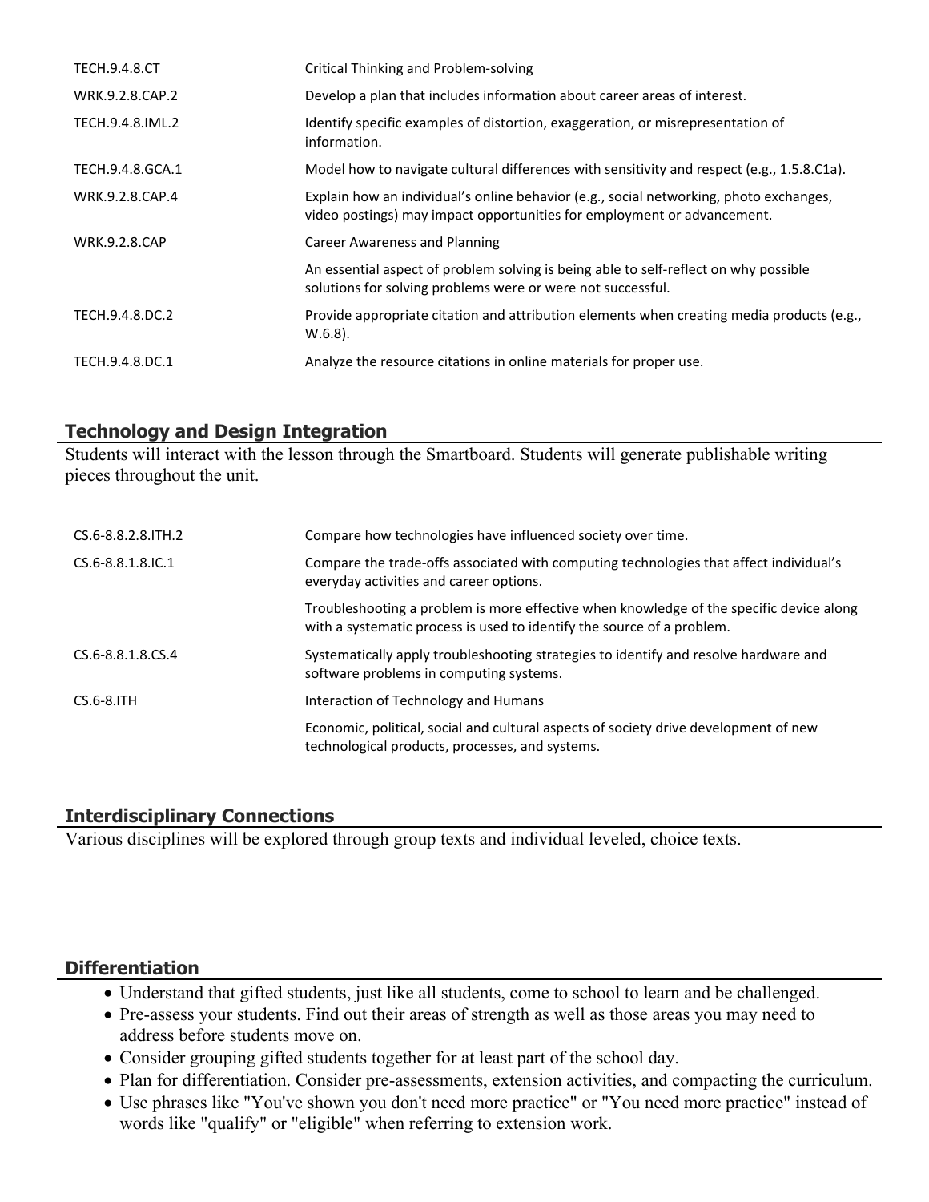| | |
|---|---|
| TECH.9.4.8.CT | Critical Thinking and Problem-solving |
| WRK.9.2.8.CAP.2 | Develop a plan that includes information about career areas of interest. |
| TECH.9.4.8.IML.2 | Identify specific examples of distortion, exaggeration, or misrepresentation of information. |
| TECH.9.4.8.GCA.1 | Model how to navigate cultural differences with sensitivity and respect (e.g., 1.5.8.C1a). |
| WRK.9.2.8.CAP.4 | Explain how an individual's online behavior (e.g., social networking, photo exchanges, video postings) may impact opportunities for employment or advancement. |
| WRK.9.2.8.CAP | Career Awareness and Planning |
| | An essential aspect of problem solving is being able to self-reflect on why possible solutions for solving problems were or were not successful. |
| TECH.9.4.8.DC.2 | Provide appropriate citation and attribution elements when creating media products (e.g., W.6.8). |
| TECH.9.4.8.DC.1 | Analyze the resource citations in online materials for proper use. |

## Technology and Design Integration

Students will interact with the lesson through the Smartboard. Students will generate publishable writing pieces throughout the unit.

| | |
|---|---|
| CS.6-8.8.2.8.ITH.2 | Compare how technologies have influenced society over time. |
| CS.6-8.8.1.8.IC.1 | Compare the trade-offs associated with computing technologies that affect individual's everyday activities and career options. |
| | Troubleshooting a problem is more effective when knowledge of the specific device along with a systematic process is used to identify the source of a problem. |
| CS.6-8.8.1.8.CS.4 | Systematically apply troubleshooting strategies to identify and resolve hardware and software problems in computing systems. |
| CS.6-8.ITH | Interaction of Technology and Humans |
| | Economic, political, social and cultural aspects of society drive development of new technological products, processes, and systems. |

## Interdisciplinary Connections

Various disciplines will be explored through group texts and individual leveled, choice texts.

## Differentiation

- Understand that gifted students, just like all students, come to school to learn and be challenged.
- Pre-assess your students. Find out their areas of strength as well as those areas you may need to address before students move on.
- Consider grouping gifted students together for at least part of the school day.
- Plan for differentiation. Consider pre-assessments, extension activities, and compacting the curriculum.
- Use phrases like "You've shown you don't need more practice" or "You need more practice" instead of words like "qualify" or "eligible" when referring to extension work.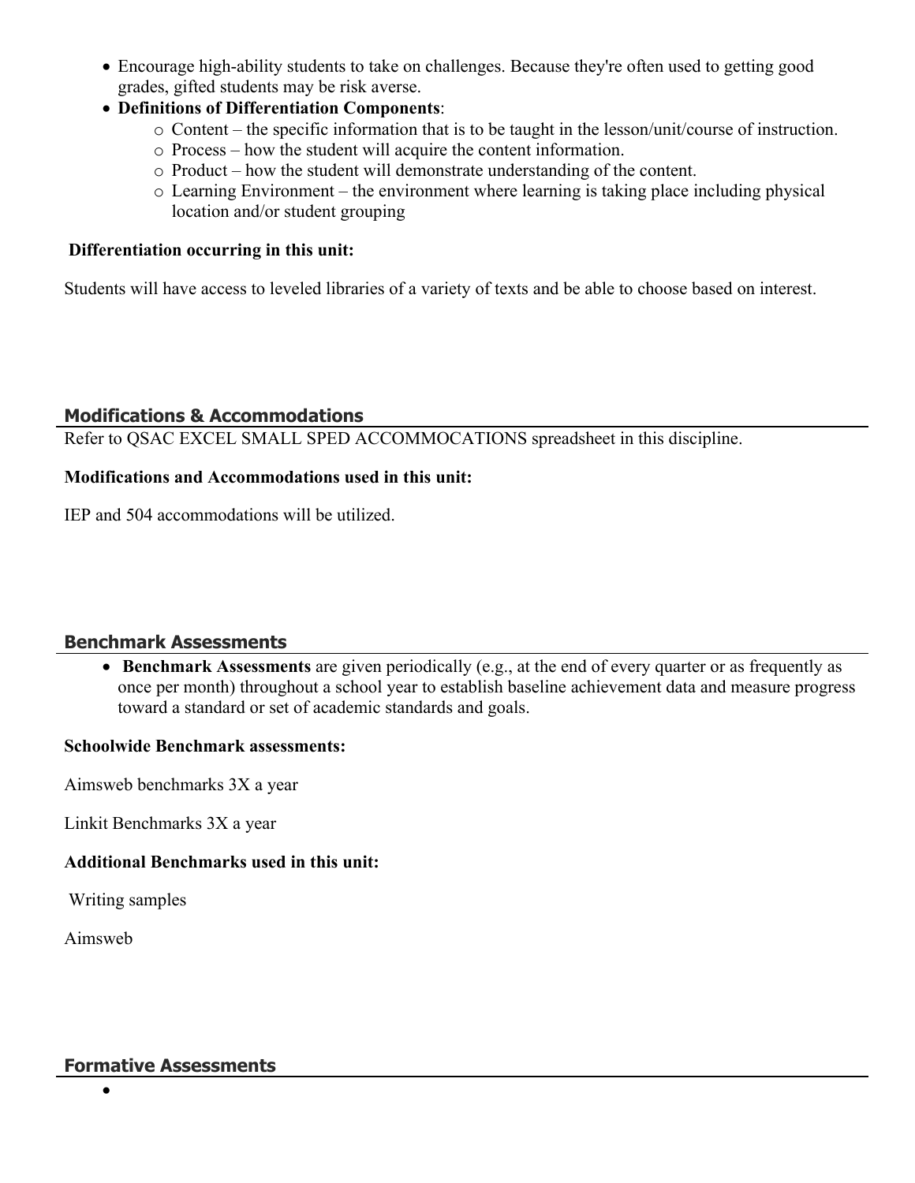- Encourage high-ability students to take on challenges. Because they're often used to getting good grades, gifted students may be risk averse.
- **Definitions of Differentiation Components**:
  - Content – the specific information that is to be taught in the lesson/unit/course of instruction.
  - Process – how the student will acquire the content information.
  - Product – how the student will demonstrate understanding of the content.
  - Learning Environment – the environment where learning is taking place including physical location and/or student grouping

**Differentiation occurring in this unit:**

Students will have access to leveled libraries of a variety of texts and be able to choose based on interest.

## Modifications & Accommodations

Refer to QSAC EXCEL SMALL SPED ACCOMMOCATIONS spreadsheet in this discipline.

**Modifications and Accommodations used in this unit:**

IEP and 504 accommodations will be utilized.

## Benchmark Assessments

- **Benchmark Assessments** are given periodically (e.g., at the end of every quarter or as frequently as once per month) throughout a school year to establish baseline achievement data and measure progress toward a standard or set of academic standards and goals.

**Schoolwide Benchmark assessments:**

Aimsweb benchmarks 3X a year

Linkit Benchmarks 3X a year

**Additional Benchmarks used in this unit:**

Writing samples

Aimsweb

## Formative Assessments

-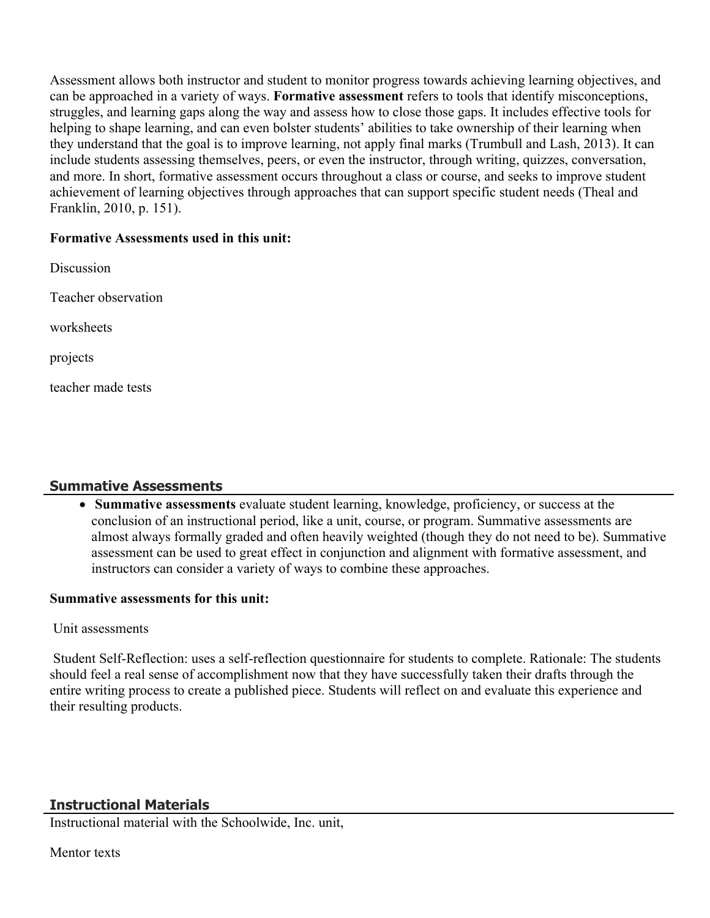Assessment allows both instructor and student to monitor progress towards achieving learning objectives, and can be approached in a variety of ways. **Formative assessment** refers to tools that identify misconceptions, struggles, and learning gaps along the way and assess how to close those gaps. It includes effective tools for helping to shape learning, and can even bolster students' abilities to take ownership of their learning when they understand that the goal is to improve learning, not apply final marks (Trumbull and Lash, 2013). It can include students assessing themselves, peers, or even the instructor, through writing, quizzes, conversation, and more. In short, formative assessment occurs throughout a class or course, and seeks to improve student achievement of learning objectives through approaches that can support specific student needs (Theal and Franklin, 2010, p. 151).

**Formative Assessments used in this unit:**

Discussion

Teacher observation

worksheets

projects

teacher made tests

## Summative Assessments

- **Summative assessments** evaluate student learning, knowledge, proficiency, or success at the conclusion of an instructional period, like a unit, course, or program. Summative assessments are almost always formally graded and often heavily weighted (though they do not need to be). Summative assessment can be used to great effect in conjunction and alignment with formative assessment, and instructors can consider a variety of ways to combine these approaches.

**Summative assessments for this unit:**

Unit assessments

Student Self-Reflection: uses a self-reflection questionnaire for students to complete. Rationale: The students should feel a real sense of accomplishment now that they have successfully taken their drafts through the entire writing process to create a published piece. Students will reflect on and evaluate this experience and their resulting products.

## Instructional Materials

Instructional material with the Schoolwide, Inc. unit,

Mentor texts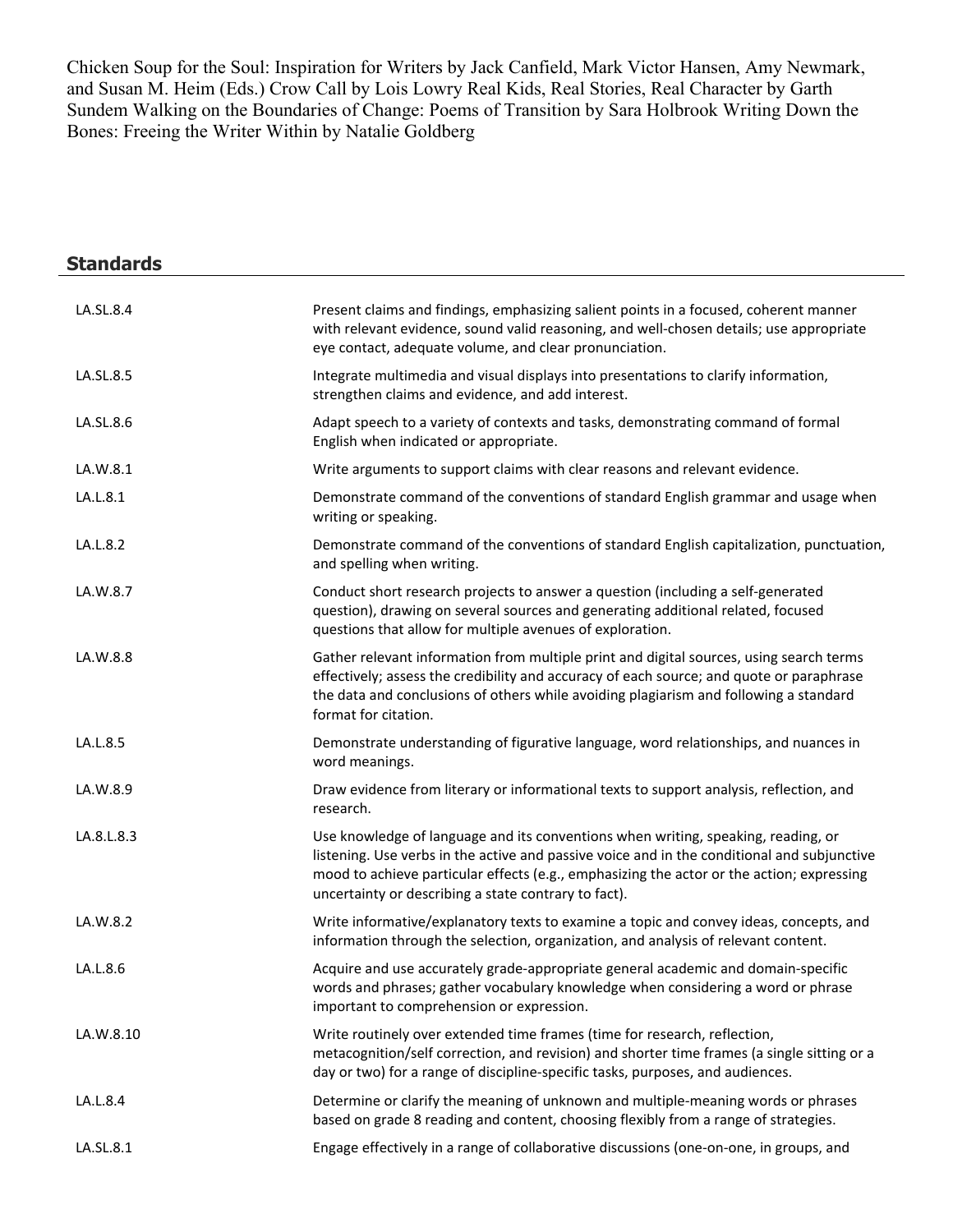Chicken Soup for the Soul: Inspiration for Writers by Jack Canfield, Mark Victor Hansen, Amy Newmark, and Susan M. Heim (Eds.) Crow Call by Lois Lowry Real Kids, Real Stories, Real Character by Garth Sundem Walking on the Boundaries of Change: Poems of Transition by Sara Holbrook Writing Down the Bones: Freeing the Writer Within by Natalie Goldberg

## Standards

| | |
|---|---|
| LA.SL.8.4 | Present claims and findings, emphasizing salient points in a focused, coherent manner with relevant evidence, sound valid reasoning, and well-chosen details; use appropriate eye contact, adequate volume, and clear pronunciation. |
| LA.SL.8.5 | Integrate multimedia and visual displays into presentations to clarify information, strengthen claims and evidence, and add interest. |
| LA.SL.8.6 | Adapt speech to a variety of contexts and tasks, demonstrating command of formal English when indicated or appropriate. |
| LA.W.8.1 | Write arguments to support claims with clear reasons and relevant evidence. |
| LA.L.8.1 | Demonstrate command of the conventions of standard English grammar and usage when writing or speaking. |
| LA.L.8.2 | Demonstrate command of the conventions of standard English capitalization, punctuation, and spelling when writing. |
| LA.W.8.7 | Conduct short research projects to answer a question (including a self-generated question), drawing on several sources and generating additional related, focused questions that allow for multiple avenues of exploration. |
| LA.W.8.8 | Gather relevant information from multiple print and digital sources, using search terms effectively; assess the credibility and accuracy of each source; and quote or paraphrase the data and conclusions of others while avoiding plagiarism and following a standard format for citation. |
| LA.L.8.5 | Demonstrate understanding of figurative language, word relationships, and nuances in word meanings. |
| LA.W.8.9 | Draw evidence from literary or informational texts to support analysis, reflection, and research. |
| LA.8.L.8.3 | Use knowledge of language and its conventions when writing, speaking, reading, or listening. Use verbs in the active and passive voice and in the conditional and subjunctive mood to achieve particular effects (e.g., emphasizing the actor or the action; expressing uncertainty or describing a state contrary to fact). |
| LA.W.8.2 | Write informative/explanatory texts to examine a topic and convey ideas, concepts, and information through the selection, organization, and analysis of relevant content. |
| LA.L.8.6 | Acquire and use accurately grade-appropriate general academic and domain-specific words and phrases; gather vocabulary knowledge when considering a word or phrase important to comprehension or expression. |
| LA.W.8.10 | Write routinely over extended time frames (time for research, reflection, metacognition/self correction, and revision) and shorter time frames (a single sitting or a day or two) for a range of discipline-specific tasks, purposes, and audiences. |
| LA.L.8.4 | Determine or clarify the meaning of unknown and multiple-meaning words or phrases based on grade 8 reading and content, choosing flexibly from a range of strategies. |
| LA.SL.8.1 | Engage effectively in a range of collaborative discussions (one-on-one, in groups, and |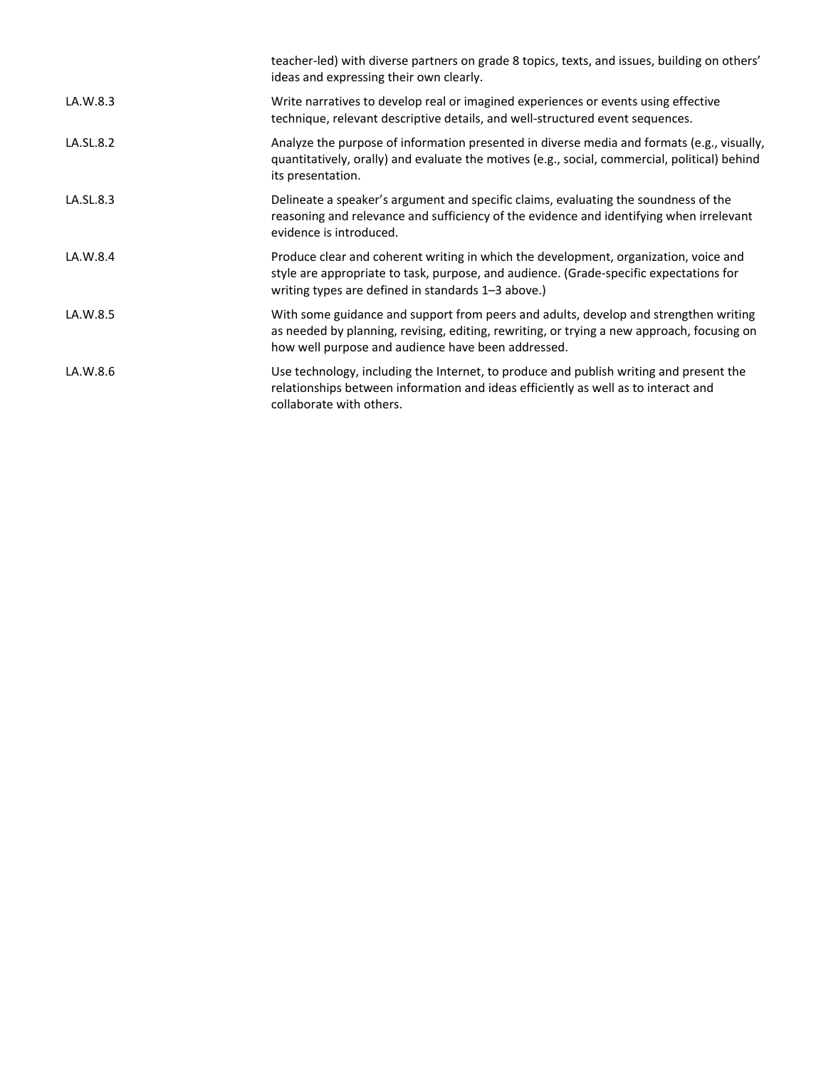| | |
|---|---|
| | teacher-led) with diverse partners on grade 8 topics, texts, and issues, building on others' ideas and expressing their own clearly. |
| LA.W.8.3 | Write narratives to develop real or imagined experiences or events using effective technique, relevant descriptive details, and well-structured event sequences. |
| LA.SL.8.2 | Analyze the purpose of information presented in diverse media and formats (e.g., visually, quantitatively, orally) and evaluate the motives (e.g., social, commercial, political) behind its presentation. |
| LA.SL.8.3 | Delineate a speaker's argument and specific claims, evaluating the soundness of the reasoning and relevance and sufficiency of the evidence and identifying when irrelevant evidence is introduced. |
| LA.W.8.4 | Produce clear and coherent writing in which the development, organization, voice and style are appropriate to task, purpose, and audience. (Grade-specific expectations for writing types are defined in standards 1–3 above.) |
| LA.W.8.5 | With some guidance and support from peers and adults, develop and strengthen writing as needed by planning, revising, editing, rewriting, or trying a new approach, focusing on how well purpose and audience have been addressed. |
| LA.W.8.6 | Use technology, including the Internet, to produce and publish writing and present the relationships between information and ideas efficiently as well as to interact and collaborate with others. |